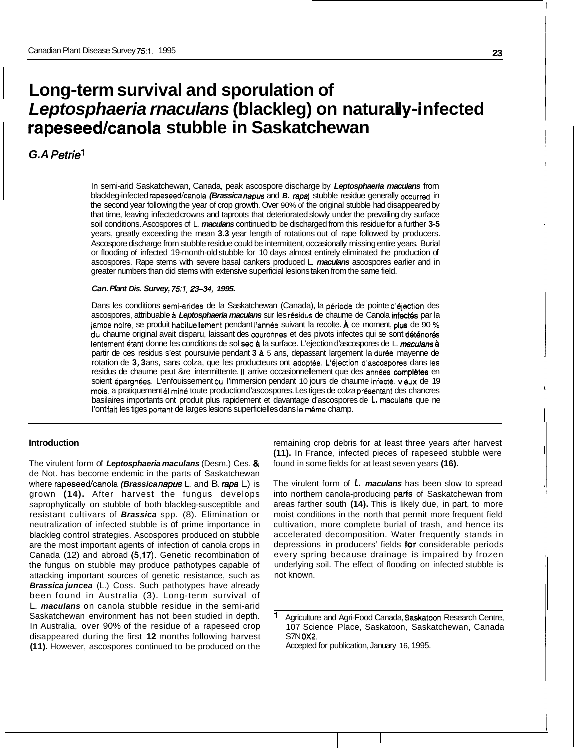# Long-term survival and sporulation of *Leptosphaeria rnaculans* (blackleg) on naturally-infected rapeseed/canola stubble in Saskatchewan

**G.A Petrie**[1]

In semi-arid Saskatchewan, Canada, peak ascospore discharge by ***Leptosphaeria maculans*** from blackleg-infected rapeseed/canola ***(Brassica napus*** and ***B. rapa***) stubble residue generally occurred in the second year following the year of crop growth. Over 90% of the original stubble had disappeared by that time, leaving infected crowns and taproots that deteriorated slowly under the prevailing dry surface soil conditions. Ascospores of L. ***maculans*** continued to be discharged from this residue for a further **3-5** years, greatly exceeding the mean **3.3** year length of rotations out of rape followed by producers. Ascospore discharge from stubble residue could be intermittent, occasionally missing entire years. Burial or flooding of infected 19-month-old stubble for 10 days almost entirely eliminated the production of ascospores. Rape stems with severe basal cankers produced L. ***maculans*** ascospores earlier and in greater numbers than did stems with extensive superficial lesions taken from the same field.

***Can. Plant Dis. Survey, 75:1, 23–34, 1995.***

Dans les conditions semi-arides de la Saskatchewan (Canada), la période de pointe d'éjection des ascospores, attribuable à ***Leptosphaeria rnaculans*** sur les résidus de chaume de Canola infectés par la jambe noire, se produit habituellement pendant l'année suivant la recolte. À ce moment, plus de 90 % du chaume original avait disparu, laissant des couronnes et des pivots infectes qui se sont détériorés lentement étant donne les conditions de sol sec à la surface. L'ejection d'ascospores de L. *maculans* à partir de ces residus s'est poursuivie pendant **3** à 5 ans, depassant largement la durée mayenne de rotation de **3, 3** ans, sans colza, que les producteurs ont adoptée. L'éjection d'ascospores dans les residus de chaume peut &re intermittente. II arrive occasionnellement que des années complètes en soient épargnées. L'enfouissement ou l'immersion pendant 10 jours de chaume infecté, vieux de 19 mois, a pratiquement éliminé toute production d'ascospores. Les tiges de colza présentant des chancres basilaires importants ont produit plus rapidement et davantage d'ascospores de **L.** maculans que ne l'ont fait les tiges portant de larges lesions superficielles dans le même champ.

## Introduction

The virulent form of ***Leptosphaeria maculans*** (Desm.) Ces. & de Not. has become endemic in the parts of Saskatchewan where rapeseed/canola ***(Brassica napus*** L. and B. *rapa* L.) is grown **(14).** After harvest the fungus develops saprophytically on stubble of both blackleg-susceptible and resistant cultivars of ***Brassica*** spp. (8). Elimination or neutralization of infected stubble is of prime importance in blackleg control strategies. Ascospores produced on stubble are the most important agents of infection of canola crops in Canada (12) and abroad (5,17). Genetic recombination of the fungus on stubble may produce pathotypes capable of attacking important sources of genetic resistance, such as ***Brassica juncea*** (L.) Coss. Such pathotypes have already been found in Australia (3). Long-term survival of L. ***maculans*** on canola stubble residue in the semi-arid Saskatchewan environment has not been studied in depth. In Australia, over 90% of the residue of a rapeseed crop disappeared during the first **12** months following harvest **(11).** However, ascospores continued to be produced on the remaining crop debris for at least three years after harvest **(11).** In France, infected pieces of rapeseed stubble were found in some fields for at least seven years **(16).**

The virulent form of ***L. maculans*** has been slow to spread into northern canola-producing parts of Saskatchewan from areas farther south **(14).** This is likely due, in part, to more moist conditions in the north that permit more frequent field cultivation, more complete burial of trash, and hence its accelerated decomposition. Water frequently stands in depressions in producers' fields for considerable periods every spring because drainage is impaired by frozen underlying soil. The effect of flooding on infected stubble is not known.

[1] Agriculture and Agri-Food Canada, Saskatoon Research Centre, 107 Science Place, Saskatoon, Saskatchewan, Canada S7N 0X2.
Accepted for publication, January 16, 1995.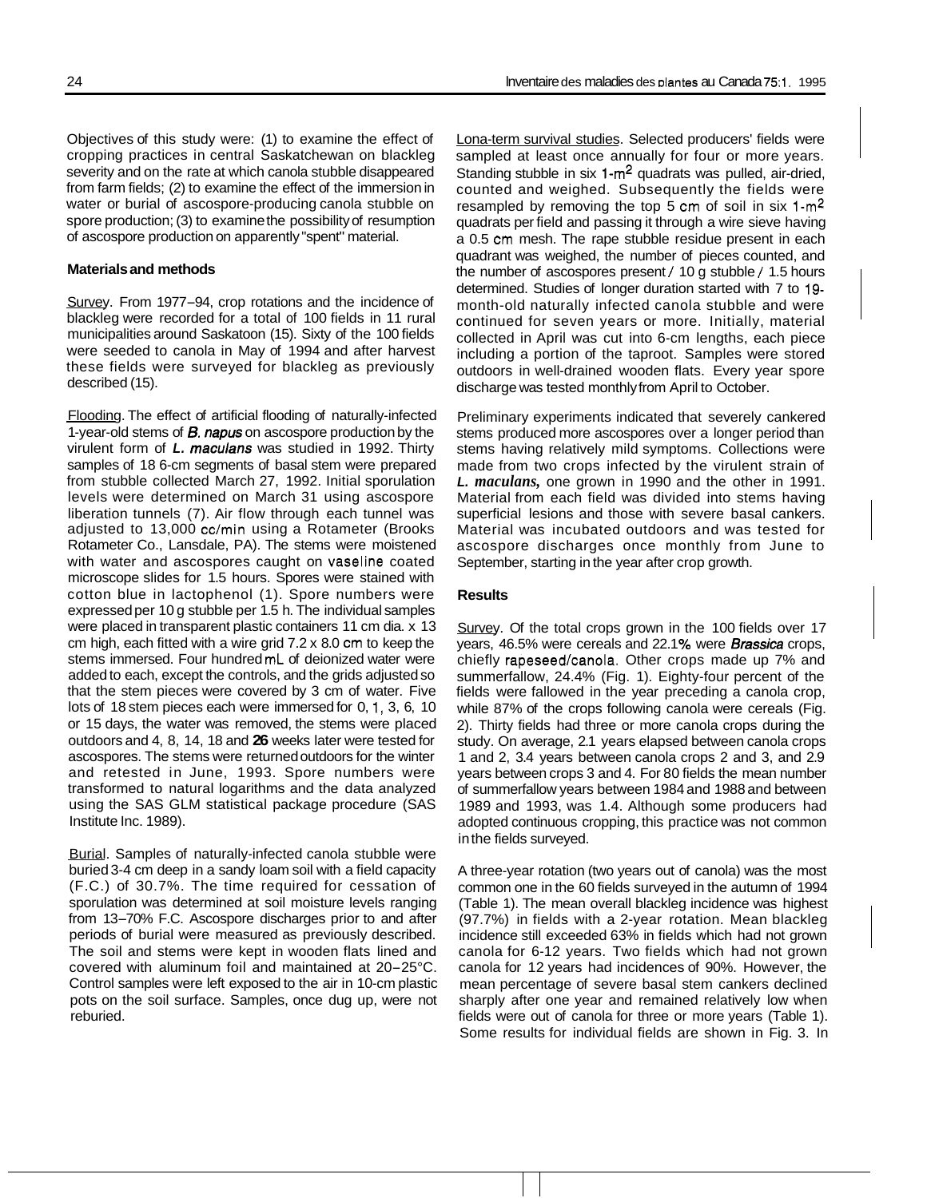Objectives of this study were: (1) to examine the effect of cropping practices in central Saskatchewan on blackleg severity and on the rate at which canola stubble disappeared from farm fields; (2) to examine the effect of the immersion in water or burial of ascospore-producing canola stubble on spore production; (3) to examine the possibility of resumption of ascospore production on apparently "spent" material.

## Materials and methods

Survey. From 1977–94, crop rotations and the incidence of blackleg were recorded for a total of 100 fields in 11 rural municipalities around Saskatoon (15). Sixty of the 100 fields were seeded to canola in May of 1994 and after harvest these fields were surveyed for blackleg as previously described (15).

Flooding. The effect of artificial flooding of naturally-infected 1-year-old stems of *B. napus* on ascospore production by the virulent form of *L. maculans* was studied in 1992. Thirty samples of 18 6-cm segments of basal stem were prepared from stubble collected March 27, 1992. Initial sporulation levels were determined on March 31 using ascospore liberation tunnels (7). Air flow through each tunnel was adjusted to 13,000 cc/min using a Rotameter (Brooks Rotameter Co., Lansdale, PA). The stems were moistened with water and ascospores caught on vaseline coated microscope slides for 1.5 hours. Spores were stained with cotton blue in lactophenol (1). Spore numbers were expressed per 10 g stubble per 1.5 h. The individual samples were placed in transparent plastic containers 11 cm dia. x 13 cm high, each fitted with a wire grid 7.2 x 8.0 cm to keep the stems immersed. Four hundred mL of deionized water were added to each, except the controls, and the grids adjusted so that the stem pieces were covered by 3 cm of water. Five lots of 18 stem pieces each were immersed for 0, 1, 3, 6, 10 or 15 days, the water was removed, the stems were placed outdoors and 4, 8, 14, 18 and **26** weeks later were tested for ascospores. The stems were returned outdoors for the winter and retested in June, 1993. Spore numbers were transformed to natural logarithms and the data analyzed using the SAS GLM statistical package procedure (SAS Institute Inc. 1989).

Burial. Samples of naturally-infected canola stubble were buried 3-4 cm deep in a sandy loam soil with a field capacity (F.C.) of 30.7%. The time required for cessation of sporulation was determined at soil moisture levels ranging from 13–70% F.C. Ascospore discharges prior to and after periods of burial were measured as previously described. The soil and stems were kept in wooden flats lined and covered with aluminum foil and maintained at 20–25°C. Control samples were left exposed to the air in 10-cm plastic pots on the soil surface. Samples, once dug up, were not reburied.

Lona-term survival studies. Selected producers' fields were sampled at least once annually for four or more years. Standing stubble in six 1-$m^2$ quadrats was pulled, air-dried, counted and weighed. Subsequently the fields were resampled by removing the top 5 cm of soil in six 1-$m^2$ quadrats per field and passing it through a wire sieve having a 0.5 cm mesh. The rape stubble residue present in each quadrant was weighed, the number of pieces counted, and the number of ascospores present / 10 g stubble / 1.5 hours determined. Studies of longer duration started with 7 to 19-month-old naturally infected canola stubble and were continued for seven years or more. Initially, material collected in April was cut into 6-cm lengths, each piece including a portion of the taproot. Samples were stored outdoors in well-drained wooden flats. Every year spore discharge was tested monthly from April to October.

Preliminary experiments indicated that severely cankered stems produced more ascospores over a longer period than stems having relatively mild symptoms. Collections were made from two crops infected by the virulent strain of *L. maculans,* one grown in 1990 and the other in 1991. Material from each field was divided into stems having superficial lesions and those with severe basal cankers. Material was incubated outdoors and was tested for ascospore discharges once monthly from June to September, starting in the year after crop growth.

## Results

Survey. Of the total crops grown in the 100 fields over 17 years, 46.5% were cereals and 22.1% were *Brassica* crops, chiefly rapeseed/canola. Other crops made up 7% and summerfallow, 24.4% (Fig. 1). Eighty-four percent of the fields were fallowed in the year preceding a canola crop, while 87% of the crops following canola were cereals (Fig. 2). Thirty fields had three or more canola crops during the study. On average, 2.1 years elapsed between canola crops 1 and 2, 3.4 years between canola crops 2 and 3, and 2.9 years between crops 3 and 4. For 80 fields the mean number of summerfallow years between 1984 and 1988 and between 1989 and 1993, was 1.4. Although some producers had adopted continuous cropping, this practice was not common in the fields surveyed.

A three-year rotation (two years out of canola) was the most common one in the 60 fields surveyed in the autumn of 1994 (Table 1). The mean overall blackleg incidence was highest (97.7%) in fields with a 2-year rotation. Mean blackleg incidence still exceeded 63% in fields which had not grown canola for 6-12 years. Two fields which had not grown canola for 12 years had incidences of 90%. However, the mean percentage of severe basal stem cankers declined sharply after one year and remained relatively low when fields were out of canola for three or more years (Table 1). Some results for individual fields are shown in Fig. 3. In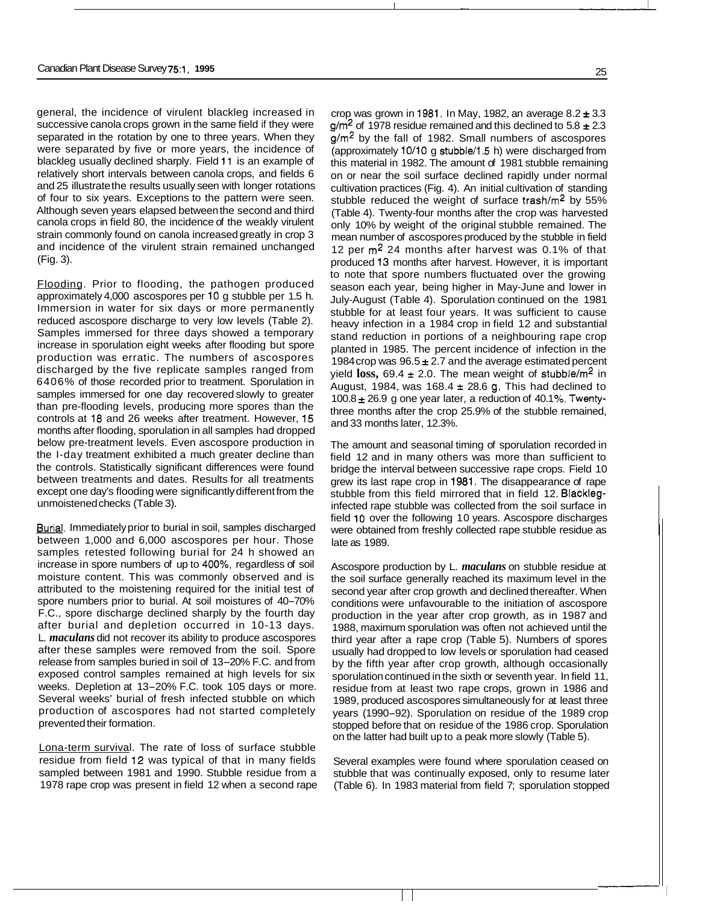general, the incidence of virulent blackleg increased in successive canola crops grown in the same field if they were separated in the rotation by one to three years. When they were separated by five or more years, the incidence of blackleg usually declined sharply. Field 11 is an example of relatively short intervals between canola crops, and fields 6 and 25 illustrate the results usually seen with longer rotations of four to six years. Exceptions to the pattern were seen. Although seven years elapsed between the second and third canola crops in field 80, the incidence of the weakly virulent strain commonly found on canola increased greatly in crop 3 and incidence of the virulent strain remained unchanged (Fig. 3).

Flooding. Prior to flooding, the pathogen produced approximately 4,000 ascospores per 10 g stubble per 1.5 h. Immersion in water for six days or more permanently reduced ascospore discharge to very low levels (Table 2). Samples immersed for three days showed a temporary increase in sporulation eight weeks after flooding but spore production was erratic. The numbers of ascospores discharged by the five replicate samples ranged from 6406% of those recorded prior to treatment. Sporulation in samples immersed for one day recovered slowly to greater than pre-flooding levels, producing more spores than the controls at 18 and 26 weeks after treatment. However, 15 months after flooding, sporulation in all samples had dropped below pre-treatment levels. Even ascospore production in the I-day treatment exhibited a much greater decline than the controls. Statistically significant differences were found between treatments and dates. Results for all treatments except one day's flooding were significantly different from the unmoistened checks (Table 3).

Burial. Immediately prior to burial in soil, samples discharged between 1,000 and 6,000 ascospores per hour. Those samples retested following burial for 24 h showed an increase in spore numbers of up to 400%, regardless of soil moisture content. This was commonly observed and is attributed to the moistening required for the initial test of spore numbers prior to burial. At soil moistures of 40–70% F.C., spore discharge declined sharply by the fourth day after burial and depletion occurred in 10-13 days. L. *maculans* did not recover its ability to produce ascospores after these samples were removed from the soil. Spore release from samples buried in soil of 13–20% F.C. and from exposed control samples remained at high levels for six weeks. Depletion at 13–20% F.C. took 105 days or more. Several weeks' burial of fresh infected stubble on which production of ascospores had not started completely prevented their formation.

Lona-term survival. The rate of loss of surface stubble residue from field 12 was typical of that in many fields sampled between 1981 and 1990. Stubble residue from a 1978 rape crop was present in field 12 when a second rape crop was grown in 1981. In May, 1982, an average 8.2 ± 3.3 $g/m^2$ of 1978 residue remained and this declined to 5.8 ± 2.3 $g/m^2$ by the fall of 1982. Small numbers of ascospores (approximately 10/10 g stubble/1.5 h) were discharged from this material in 1982. The amount of 1981 stubble remaining on or near the soil surface declined rapidly under normal cultivation practices (Fig. 4). An initial cultivation of standing stubble reduced the weight of surface $trash/m^2$ by 55% (Table 4). Twenty-four months after the crop was harvested only 10% by weight of the original stubble remained. The mean number of ascospores produced by the stubble in field 12 per $m^2$ 24 months after harvest was 0.1% of that produced 13 months after harvest. However, it is important to note that spore numbers fluctuated over the growing season each year, being higher in May-June and lower in July-August (Table 4). Sporulation continued on the 1981 stubble for at least four years. It was sufficient to cause heavy infection in a 1984 crop in field 12 and substantial stand reduction in portions of a neighbouring rape crop planted in 1985. The percent incidence of infection in the 1984 crop was 96.5 ± 2.7 and the average estimated percent yield **loss,** 69.4 ± 2.0. The mean weight of $stubble/m^2$ in August, 1984, was 168.4 ± 28.6 g. This had declined to 100.8 ± 26.9 g one year later, a reduction of 40.1%. Twenty-three months after the crop 25.9% of the stubble remained, and 33 months later, 12.3%.

The amount and seasonal timing of sporulation recorded in field 12 and in many others was more than sufficient to bridge the interval between successive rape crops. Field 10 grew its last rape crop in 1981. The disappearance of rape stubble from this field mirrored that in field 12. Blackleg-infected rape stubble was collected from the soil surface in field 10 over the following 10 years. Ascospore discharges were obtained from freshly collected rape stubble residue as late as 1989.

Ascospore production by L. *maculans* on stubble residue at the soil surface generally reached its maximum level in the second year after crop growth and declined thereafter. When conditions were unfavourable to the initiation of ascospore production in the year after crop growth, as in 1987 and 1988, maximum sporulation was often not achieved until the third year after a rape crop (Table 5). Numbers of spores usually had dropped to low levels or sporulation had ceased by the fifth year after crop growth, although occasionally sporulation continued in the sixth or seventh year. In field 11, residue from at least two rape crops, grown in 1986 and 1989, produced ascospores simultaneously for at least three years (1990–92). Sporulation on residue of the 1989 crop stopped before that on residue of the 1986 crop. Sporulation on the latter had built up to a peak more slowly (Table 5).

Several examples were found where sporulation ceased on stubble that was continually exposed, only to resume later (Table 6). In 1983 material from field 7; sporulation stopped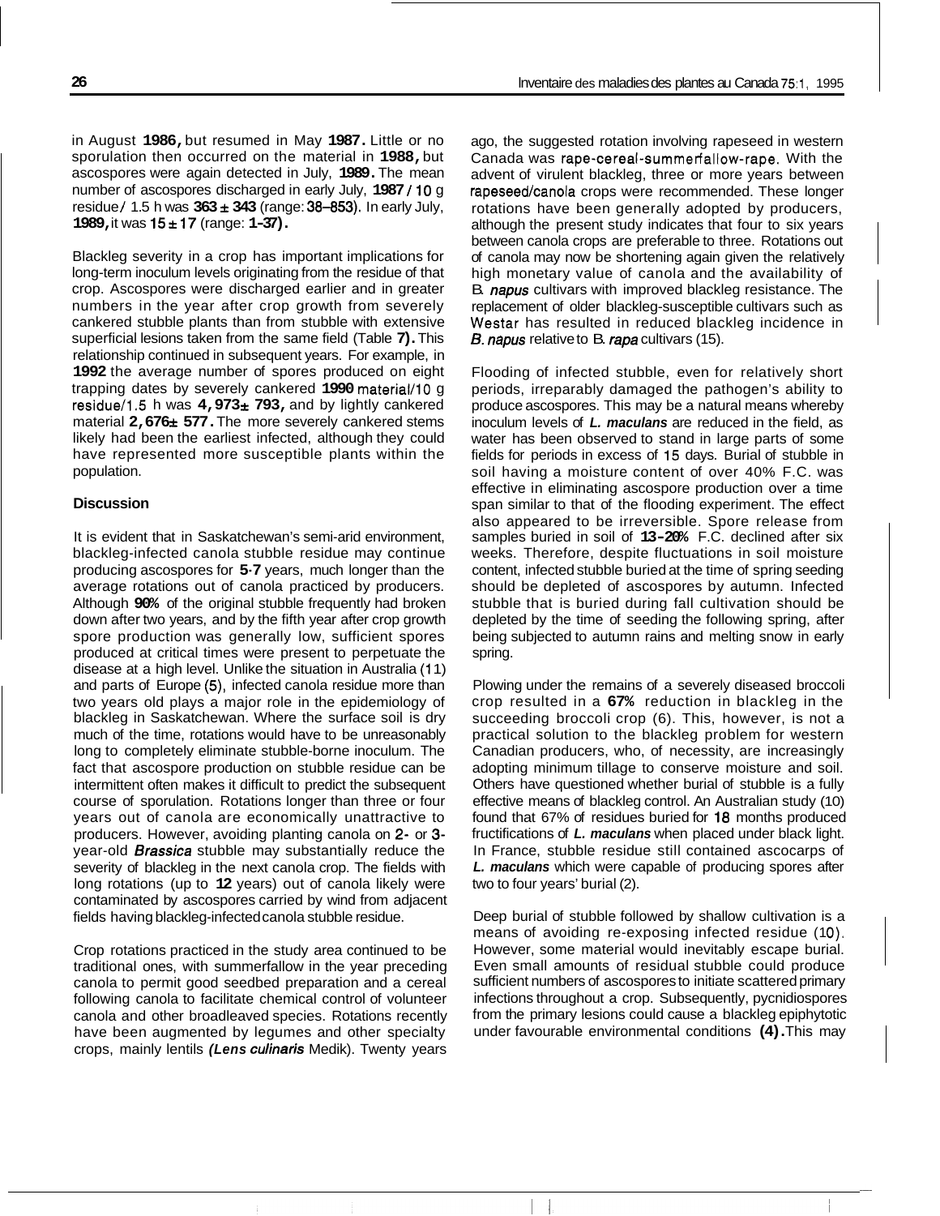in August **1986,** but resumed in May **1987.** Little or no sporulation then occurred on the material in **1988,** but ascospores were again detected in July, **1989.** The mean number of ascospores discharged in early July, **1987 / 10** g residue/ 1.5 h was **363 ± 343** (range: 38–853). In early July, **1989,** it was 15 ± 17 (range: **1-37).**

Blackleg severity in a crop has important implications for long-term inoculum levels originating from the residue of that crop. Ascospores were discharged earlier and in greater numbers in the year after crop growth from severely cankered stubble plants than from stubble with extensive superficial lesions taken from the same field (Table **7).** This relationship continued in subsequent years. For example, in **1992** the average number of spores produced on eight trapping dates by severely cankered **1990** material/10 g residue/1.5 h was **4,973± 793,** and by lightly cankered material **2,676± 577.** The more severely cankered stems likely had been the earliest infected, although they could have represented more susceptible plants within the population.

## Discussion

It is evident that in Saskatchewan's semi-arid environment, blackleg-infected canola stubble residue may continue producing ascospores for **5-7** years, much longer than the average rotations out of canola practiced by producers. Although **90%** of the original stubble frequently had broken down after two years, and by the fifth year after crop growth spore production was generally low, sufficient spores produced at critical times were present to perpetuate the disease at a high level. Unlike the situation in Australia (11) and parts of Europe (5), infected canola residue more than two years old plays a major role in the epidemiology of blackleg in Saskatchewan. Where the surface soil is dry much of the time, rotations would have to be unreasonably long to completely eliminate stubble-borne inoculum. The fact that ascospore production on stubble residue can be intermittent often makes it difficult to predict the subsequent course of sporulation. Rotations longer than three or four years out of canola are economically unattractive to producers. However, avoiding planting canola on **2-** or **3-** year-old ***Brassica*** stubble may substantially reduce the severity of blackleg in the next canola crop. The fields with long rotations (up to **12** years) out of canola likely were contaminated by ascospores carried by wind from adjacent fields having blackleg-infected canola stubble residue.

Crop rotations practiced in the study area continued to be traditional ones, with summerfallow in the year preceding canola to permit good seedbed preparation and a cereal following canola to facilitate chemical control of volunteer canola and other broadleaved species. Rotations recently have been augmented by legumes and other specialty crops, mainly lentils ***(Lens culinaris*** Medik). Twenty years ago, the suggested rotation involving rapeseed in western Canada was rape-cereal-summerfallow-rape. With the advent of virulent blackleg, three or more years between rapeseed/canola crops were recommended. These longer rotations have been generally adopted by producers, although the present study indicates that four to six years between canola crops are preferable to three. Rotations out of canola may now be shortening again given the relatively high monetary value of canola and the availability of *B. napus* cultivars with improved blackleg resistance. The replacement of older blackleg-susceptible cultivars such as Westar has resulted in reduced blackleg incidence in *B. napus* relative to *B. rapa* cultivars (15).

Flooding of infected stubble, even for relatively short periods, irreparably damaged the pathogen's ability to produce ascospores. This may be a natural means whereby inoculum levels of ***L. maculans*** are reduced in the field, as water has been observed to stand in large parts of some fields for periods in excess of 15 days. Burial of stubble in soil having a moisture content of over 40% F.C. was effective in eliminating ascospore production over a time span similar to that of the flooding experiment. The effect also appeared to be irreversible. Spore release from samples buried in soil of **13-20%** F.C. declined after six weeks. Therefore, despite fluctuations in soil moisture content, infected stubble buried at the time of spring seeding should be depleted of ascospores by autumn. Infected stubble that is buried during fall cultivation should be depleted by the time of seeding the following spring, after being subjected to autumn rains and melting snow in early spring.

Plowing under the remains of a severely diseased broccoli crop resulted in a **67%** reduction in blackleg in the succeeding broccoli crop (6). This, however, is not a practical solution to the blackleg problem for western Canadian producers, who, of necessity, are increasingly adopting minimum tillage to conserve moisture and soil. Others have questioned whether burial of stubble is a fully effective means of blackleg control. An Australian study (10) found that 67% of residues buried for 18 months produced fructifications of ***L. maculans*** when placed under black light. In France, stubble residue still contained ascocarps of ***L. maculans*** which were capable of producing spores after two to four years' burial (2).

Deep burial of stubble followed by shallow cultivation is a means of avoiding re-exposing infected residue (10). However, some material would inevitably escape burial. Even small amounts of residual stubble could produce sufficient numbers of ascospores to initiate scattered primary infections throughout a crop. Subsequently, pycnidiospores from the primary lesions could cause a blackleg epiphytotic under favourable environmental conditions **(4).** This may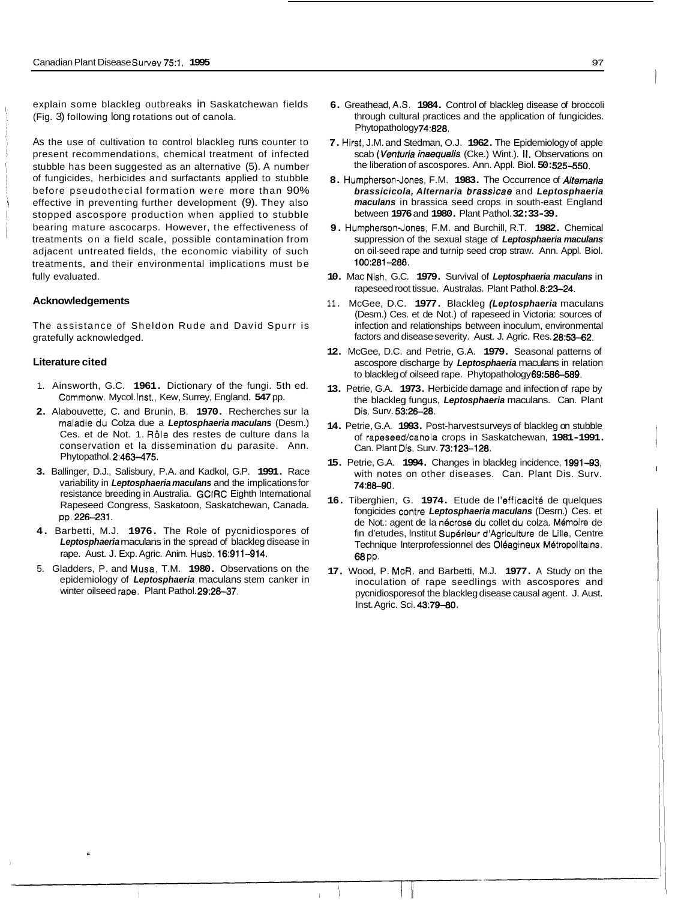explain some blackleg outbreaks in Saskatchewan fields (Fig. 3) following long rotations out of canola.

As the use of cultivation to control blackleg runs counter to present recommendations, chemical treatment of infected stubble has been suggested as an alternative (5). A number of fungicides, herbicides and surfactants applied to stubble before pseudothecial formation were more than 90% effective in preventing further development (9). They also stopped ascospore production when applied to stubble bearing mature ascocarps. However, the effectiveness of treatments on a field scale, possible contamination from adjacent untreated fields, the economic viability of such treatments, and their environmental implications must be fully evaluated.

### Acknowledgements

The assistance of Sheldon Rude and David Spurr is gratefully acknowledged.

### Literature cited

1. Ainsworth, G.C. **1961.** Dictionary of the fungi. 5th ed. Commonw. Mycol. Inst., Kew, Surrey, England. **547** pp.
2. Alabouvette, C. and Brunin, B. **1970.** Recherches sur la maladie du Colza due a ***Leptosphaeria maculans*** (Desm.) Ces. et de Not. 1. Rôle des restes de culture dans la conservation et la dissemination du parasite. Ann. Phytopathol. **2:463–475**.
3. Ballinger, D.J., Salisbury, P.A. and Kadkol, G.P. **1991.** Race variability in ***Leptosphaeria maculans*** and the implications for resistance breeding in Australia. GCIRC Eighth International Rapeseed Congress, Saskatoon, Saskatchewan, Canada. pp. **226–231**.
4. Barbetti, M.J. **1976.** The Role of pycnidiospores of ***Leptosphaeria*** maculans in the spread of blackleg disease in rape. Aust. J. Exp. Agric. Anim. Husb. **16:911–914**.
5. Gladders, P. and Musa, T.M. **1980.** Observations on the epidemiology of ***Leptosphaeria*** maculans stem canker in winter oilseed rape. Plant Pathol. **29:28–37**.
6. Greathead, A.S. **1984.** Control of blackleg disease of broccoli through cultural practices and the application of fungicides. Phytopathology **74:828**.
7. Hirst, J.M. and Stedman, O.J. **1962.** The Epidemiology of apple scab (*Venturia inaequalis* (Cke.) Wint.). II. Observations on the liberation of ascospores. Ann. Appl. Biol. **50:525–550**.
8. Humpherson-Jones, F.M. **1983.** The Occurrence of ***Alternaria brassicicola, Alternaria brassicae*** and ***Leptosphaeria maculans*** in brassica seed crops in south-east England between **1976** and **1980.** Plant Pathol. **32:33-39.**
9. Humpherson-Jones, F.M. and Burchill, R.T. **1982.** Chemical suppression of the sexual stage of ***Leptosphaeria maculans*** on oil-seed rape and turnip seed crop straw. Ann. Appl. Biol. **100:281–288**.
10. Mac Nish, G.C. **1979.** Survival of ***Leptosphaeria maculans*** in rapeseed root tissue. Australas. Plant Pathol. **8:23–24**.
11. McGee, D.C. **1977.** Blackleg ***(Leptosphaeria*** maculans (Desm.) Ces. et de Not.) of rapeseed in Victoria: sources of infection and relationships between inoculum, environmental factors and disease severity. Aust. J. Agric. Res. **28:53–62**.
12. McGee, D.C. and Petrie, G.A. **1979.** Seasonal patterns of ascospore discharge by ***Leptosphaeria*** maculans in relation to blackleg of oilseed rape. Phytopathology **69:586–589**.
13. Petrie, G.A. **1973.** Herbicide damage and infection of rape by the blackleg fungus, ***Leptosphaeria*** maculans. Can. Plant Dis. Surv. **53:26–28**.
14. Petrie, G.A. **1993.** Post-harvest surveys of blackleg on stubble of rapeseed/canola crops in Saskatchewan, **1981-1991.** Can. Plant Dis. Surv. **73:123–128**.
15. Petrie, G.A. **1994.** Changes in blackleg incidence, **1991–93**, with notes on other diseases. Can. Plant Dis. Surv. **74:88–90**.
16. Tiberghien, G. **1974.** Etude de l'efficacité de quelques fongicides contre ***Leptosphaeria maculans*** (Desm.) Ces. et de Not.: agent de la nécrose du collet du colza. Mémoire de fin d'etudes, Institut Supérieur d'Agriculture de Lille, Centre Technique Interprofessionnel des Oléagineux Métropolitains. **68** pp.
17. Wood, P. McR. and Barbetti, M.J. **1977.** A Study on the inoculation of rape seedlings with ascospores and pycnidiospores of the blackleg disease causal agent. J. Aust. Inst. Agric. Sci. **43:79–80**.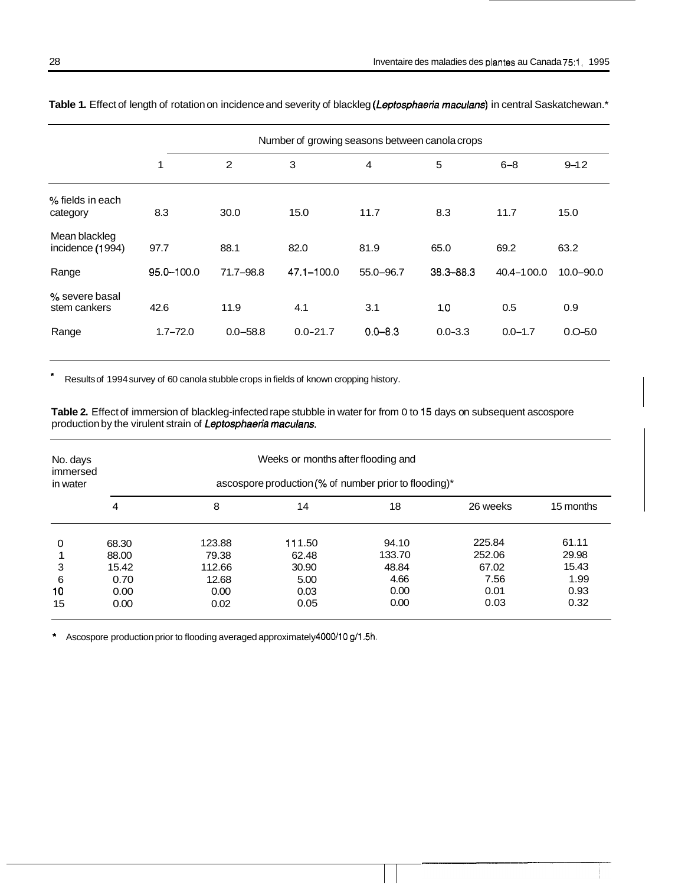**Table 1.** Effect of length of rotation on incidence and severity of blackleg (*Leptosphaeria maculans*) in central Saskatchewan.*

| | Number of growing seasons between canola crops | | | | | | |
|---|---|---|---|---|---|---|---|
| | 1 | 2 | 3 | 4 | 5 | 6–8 | 9–12 |
| % fields in each category | 8.3 | 30.0 | 15.0 | 11.7 | 8.3 | 11.7 | 15.0 |
| Mean blackleg incidence (1994) | 97.7 | 88.1 | 82.0 | 81.9 | 65.0 | 69.2 | 63.2 |
| Range | 95.0–100.0 | 71.7–98.8 | 47.1–100.0 | 55.0–96.7 | 38.3–88.3 | 40.4–100.0 | 10.0–90.0 |
| % severe basal stem cankers | 42.6 | 11.9 | 4.1 | 3.1 | 1.0 | 0.5 | 0.9 |
| Range | 1.7–72.0 | 0.0–58.8 | 0.0–21.7 | 0.0–8.3 | 0.0–3.3 | 0.0–1.7 | 0.0–5.0 |

\* Results of 1994 survey of 60 canola stubble crops in fields of known cropping history.

**Table 2.** Effect of immersion of blackleg-infected rape stubble in water for from 0 to 15 days on subsequent ascospore production by the virulent strain of *Leptosphaeria maculans*.

| No. days immersed in water | Weeks or months after flooding and ascospore production (% of number prior to flooding)* | | | | | |
|---|---|---|---|---|---|---|
| | 4 | 8 | 14 | 18 | 26 weeks | 15 months |
| 0 | 68.30 | 123.88 | 111.50 | 94.10 | 225.84 | 61.11 |
| 1 | 88.00 | 79.38 | 62.48 | 133.70 | 252.06 | 29.98 |
| 3 | 15.42 | 112.66 | 30.90 | 48.84 | 67.02 | 15.43 |
| 6 | 0.70 | 12.68 | 5.00 | 4.66 | 7.56 | 1.99 |
| 10 | 0.00 | 0.00 | 0.03 | 0.00 | 0.01 | 0.93 |
| 15 | 0.00 | 0.02 | 0.05 | 0.00 | 0.03 | 0.32 |

\* Ascospore production prior to flooding averaged approximately 4000/10 g/1.5h.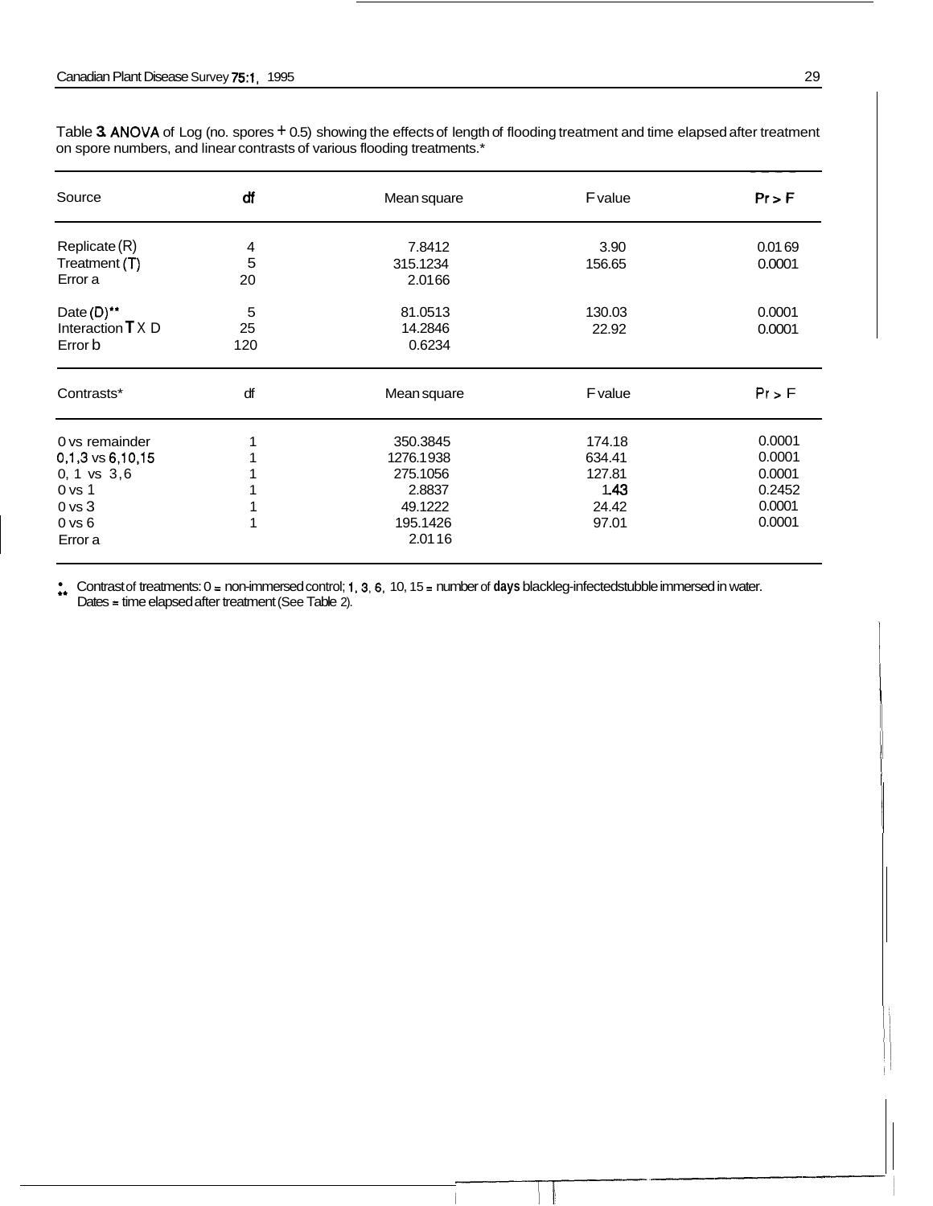Table 3. ANOVA of Log (no. spores + 0.5) showing the effects of length of flooding treatment and time elapsed after treatment on spore numbers, and linear contrasts of various flooding treatments.*

| Source | df | Mean square | F value | Pr > F |
|---|---|---|---|---|
| Replicate (R) | 4 | 7.8412 | 3.90 | 0.0169 |
| Treatment (T) | 5 | 315.1234 | 156.65 | 0.0001 |
| Error a | 20 | 2.0166 | | |
| Date (D)** | 5 | 81.0513 | 130.03 | 0.0001 |
| Interaction T X D | 25 | 14.2846 | 22.92 | 0.0001 |
| Error b | 120 | 0.6234 | | |

| Contrasts* | df | Mean square | F value | Pr > F |
|---|---|---|---|---|
| 0 vs remainder | 1 | 350.3845 | 174.18 | 0.0001 |
| 0,1,3 vs 6,10,15 | 1 | 1276.1938 | 634.41 | 0.0001 |
| 0, 1 vs 3,6 | 1 | 275.1056 | 127.81 | 0.0001 |
| 0 vs 1 | 1 | 2.8837 | 1.43 | 0.2452 |
| 0 vs 3 | 1 | 49.1222 | 24.42 | 0.0001 |
| 0 vs 6 | 1 | 195.1426 | 97.01 | 0.0001 |
| Error a | | 2.0116 | | |

\* Contrast of treatments: 0 = non-immersed control; 1, 3, 6, 10, 15 = number of **days** blackleg-infected stubble immersed in water.
\** Dates = time elapsed after treatment (See Table 2).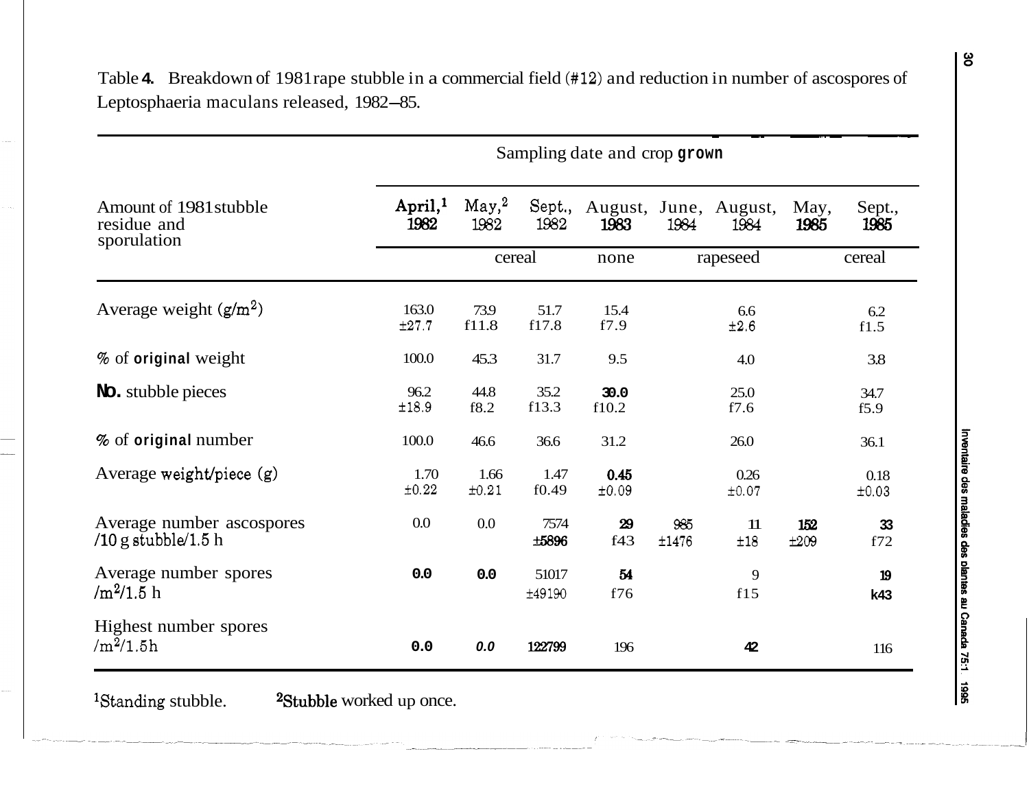Table 4. Breakdown of 1981 rape stubble in a commercial field (#12) and reduction in number of ascospores of Leptosphaeria maculans released, 1982–85.

| Amount of 1981 stubble residue and sporulation | Sampling date and crop grown | | | | | | | |
|---|---|---|---|---|---|---|---|---|
| | April,[1] 1982 | May,[2] 1982 | Sept., 1982 | August, 1983 | June, 1984 | August, 1984 | May, 1985 | Sept., 1985 |
| | | cereal | | none | | rapeseed | | cereal |
| Average weight (g/m²) | 163.0 ±27.7 | 73.9 ±11.8 | 51.7 ±17.8 | 15.4 ±7.9 | | 6.6 ±2.6 | | 6.2 ±1.5 |
| % of original weight | 100.0 | 45.3 | 31.7 | 9.5 | | 4.0 | | 3.8 |
| No. stubble pieces | 96.2 ±18.9 | 44.8 ±8.2 | 35.2 ±13.3 | 30.0 ±10.2 | | 25.0 ±7.6 | | 34.7 ±5.9 |
| % of original number | 100.0 | 46.6 | 36.6 | 31.2 | | 26.0 | | 36.1 |
| Average weight/piece (g) | 1.70 ±0.22 | 1.66 ±0.21 | 1.47 ±0.49 | 0.45 ±0.09 | | 0.26 ±0.07 | | 0.18 ±0.03 |
| Average number ascospores /10 g stubble/1.5 h | 0.0 | 0.0 | 7574 ±5896 | 29 ±43 | 985 ±1476 | 11 ±18 | 152 ±209 | 33 ±72 |
| Average number spores /m²/1.5 h | 0.0 | 0.0 | 51017 ±49190 | 54 ±76 | | 9 ±15 | | 19 ±43 |
| Highest number spores /m²/1.5h | 0.0 | 0.0 | 122799 | 196 | | 42 | | 116 |

[1]Standing stubble. [2]Stubble worked up once.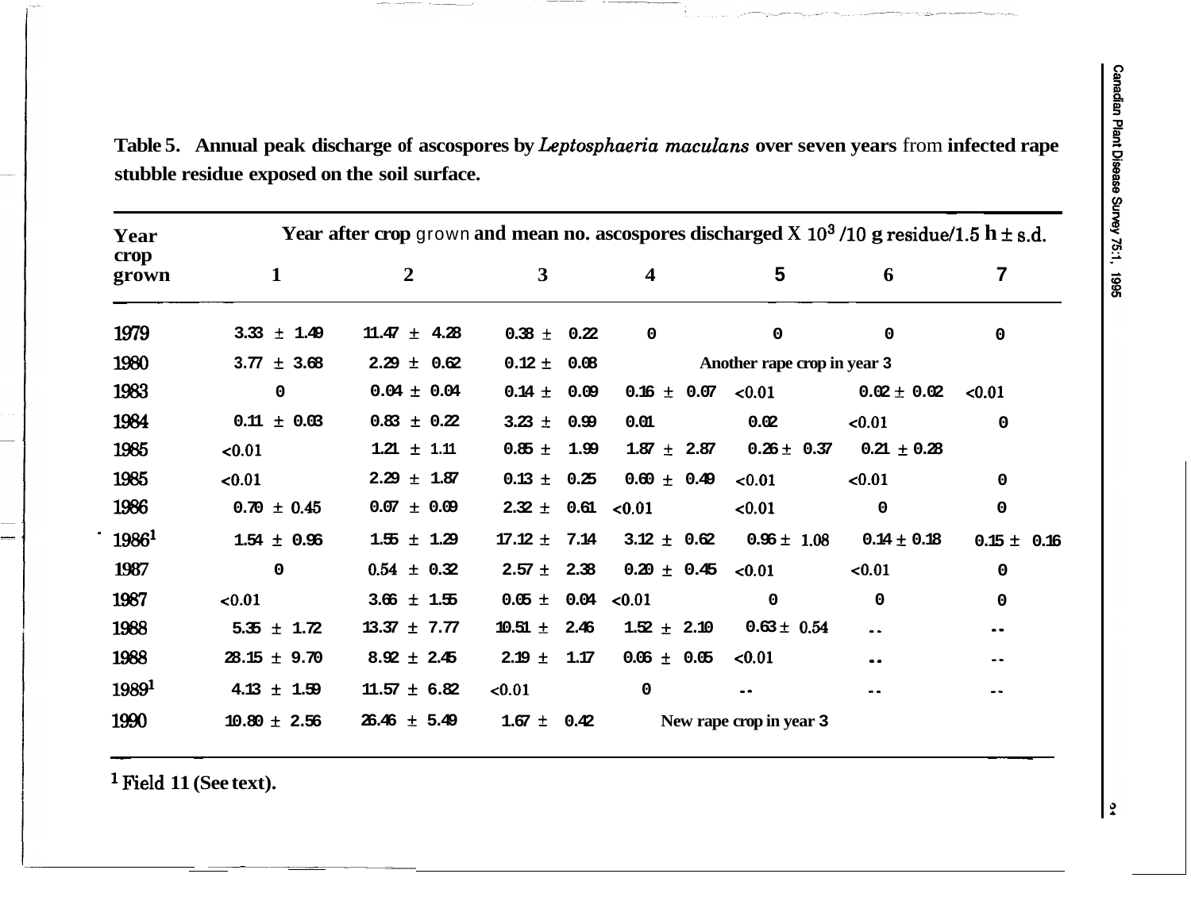**Table 5. Annual peak discharge of ascospores by *Leptosphaeria maculans* over seven years from infected rape stubble residue exposed on the soil surface.**

| Year crop grown | Year after crop grown and mean no. ascospores discharged X $10^3$ /10 g residue/1.5 h ± s.d. | | | | | | |
|---|---|---|---|---|---|---|---|
| | 1 | 2 | 3 | 4 | 5 | 6 | 7 |
| 1979 | 3.33 ± 1.49 | 11.47 ± 4.28 | 0.38 ± 0.22 | 0 | 0 | 0 | 0 |
| 1980 | 3.77 ± 3.68 | 2.29 ± 0.62 | 0.12 ± 0.08 | Another rape crop in year 3 | | | |
| 1983 | 0 | 0.04 ± 0.04 | 0.14 ± 0.09 | 0.16 ± 0.07 | <0.01 | 0.02 ± 0.02 | <0.01 |
| 1984 | 0.11 ± 0.03 | 0.83 ± 0.22 | 3.23 ± 0.99 | 0.01 | 0.02 | <0.01 | 0 |
| 1985 | <0.01 | 1.21 ± 1.11 | 0.85 ± 1.99 | 1.87 ± 2.87 | 0.26 ± 0.37 | 0.21 ± 0.28 | |
| 1985 | <0.01 | 2.29 ± 1.87 | 0.13 ± 0.25 | 0.60 ± 0.49 | <0.01 | <0.01 | 0 |
| 1986 | 0.70 ± 0.45 | 0.07 ± 0.09 | 2.32 ± 0.61 | <0.01 | <0.01 | 0 | 0 |
| 1986[1] | 1.54 ± 0.96 | 1.55 ± 1.29 | 17.12 ± 7.14 | 3.12 ± 0.62 | 0.96 ± 1.08 | 0.14 ± 0.18 | 0.15 ± 0.16 |
| 1987 | 0 | 0.54 ± 0.32 | 2.57 ± 2.38 | 0.20 ± 0.45 | <0.01 | <0.01 | 0 |
| 1987 | <0.01 | 3.66 ± 1.55 | 0.05 ± 0.04 | <0.01 | 0 | 0 | 0 |
| 1988 | 5.35 ± 1.72 | 13.37 ± 7.77 | 10.51 ± 2.46 | 1.52 ± 2.10 | 0.63 ± 0.54 | -- | -- |
| 1988 | 28.15 ± 9.70 | 8.92 ± 2.45 | 2.19 ± 1.17 | 0.06 ± 0.05 | <0.01 | -- | -- |
| 1989[1] | 4.13 ± 1.59 | 11.57 ± 6.82 | <0.01 | 0 | -- | -- | -- |
| 1990 | 10.80 ± 2.56 | 26.46 ± 5.49 | 1.67 ± 0.42 | New rape crop in year 3 | | | |

[1] Field 11 (See text).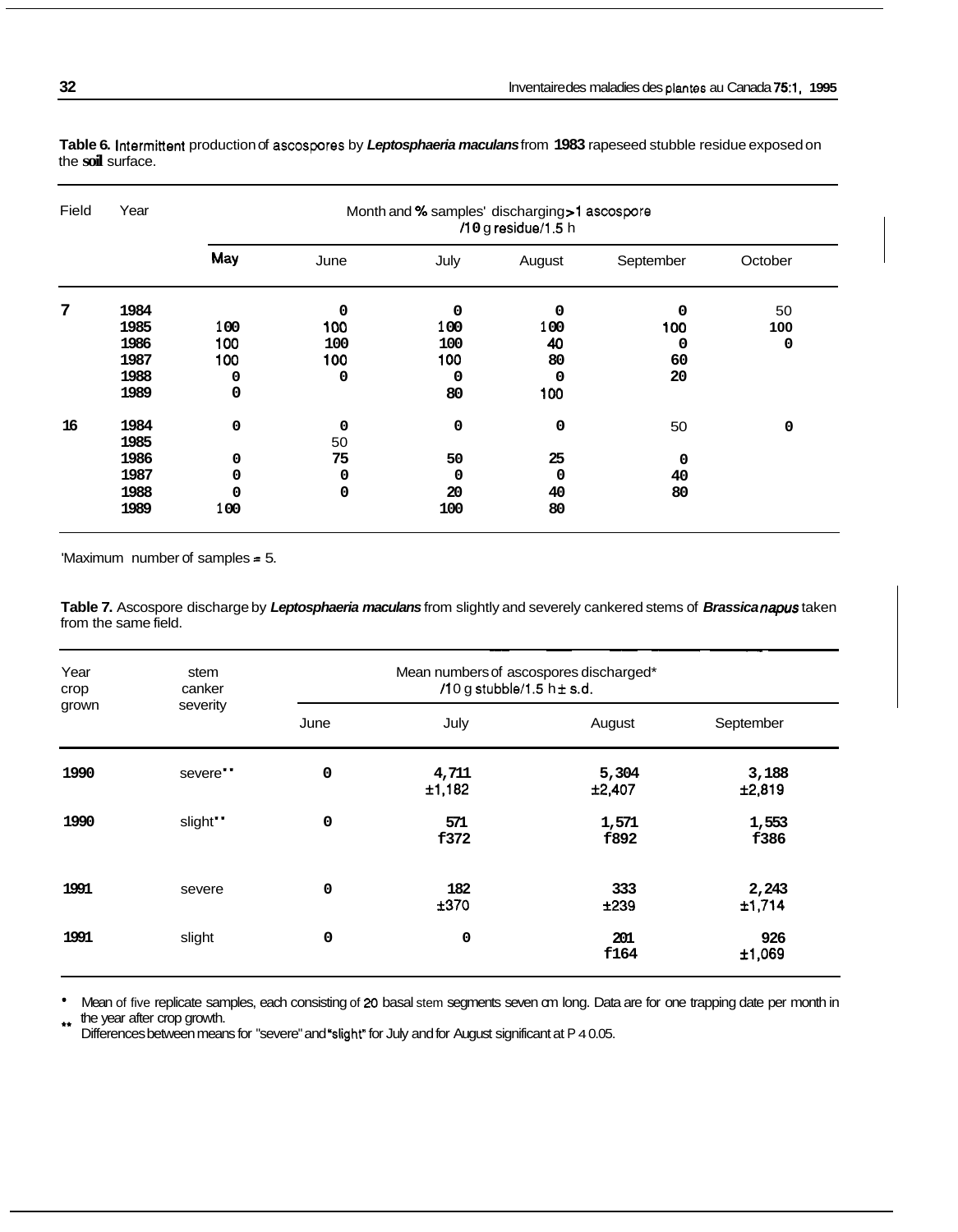**Table 6.** Intermittent production of ascospores by ***Leptosphaeria maculans*** from **1983** rapeseed stubble residue exposed on the **soil** surface.

| Field | Year | Month and % samples' discharging >1 ascospore /10 g residue/1.5 h | | | | | |
|---|---|---|---|---|---|---|---|
| | | May | June | July | August | September | October |
| **7** | **1984** | | 0 | 0 | 0 | 0 | 50 |
| | **1985** | 100 | 100 | 100 | 100 | 100 | 100 |
| | **1986** | 100 | 100 | 100 | 40 | 0 | 0 |
| | **1987** | 100 | 100 | 100 | 80 | 60 | |
| | **1988** | 0 | 0 | 0 | 0 | 20 | |
| | **1989** | 0 | | 80 | 100 | | |
| **16** | **1984** | 0 | 0 | 0 | 0 | 50 | 0 |
| | **1985** | | 50 | | | | |
| | **1986** | 0 | 75 | 50 | 25 | 0 | |
| | **1987** | 0 | 0 | 0 | 0 | 40 | |
| | **1988** | 0 | 0 | 20 | 40 | 80 | |
| | **1989** | 100 | | 100 | 80 | | |

'Maximum number of samples = 5.

**Table 7.** Ascospore discharge by ***Leptosphaeria maculans*** from slightly and severely cankered stems of ***Brassica napus*** taken from the same field.

| Year crop grown | stem canker severity | Mean numbers of ascospores discharged* /10 g stubble/1.5 h ± s.d. | | | |
|---|---|---|---|---|---|
| | | June | July | August | September |
| **1990** | severe** | 0 | 4,711 ±1,182 | 5,304 ±2,407 | 3,188 ±2,819 |
| **1990** | slight** | 0 | 571 f372 | 1,571 f892 | 1,553 f386 |
| **1991** | severe | 0 | 182 ±370 | 333 ±239 | 2,243 ±1,714 |
| **1991** | slight | 0 | 0 | 201 f164 | 926 ±1,069 |

\* Mean of five replicate samples, each consisting of 20 basal stem segments seven cm long. Data are for one trapping date per month in the year after crop growth.

\*\* Differences between means for "severe" and "slight" for July and for August significant at P 4 0.05.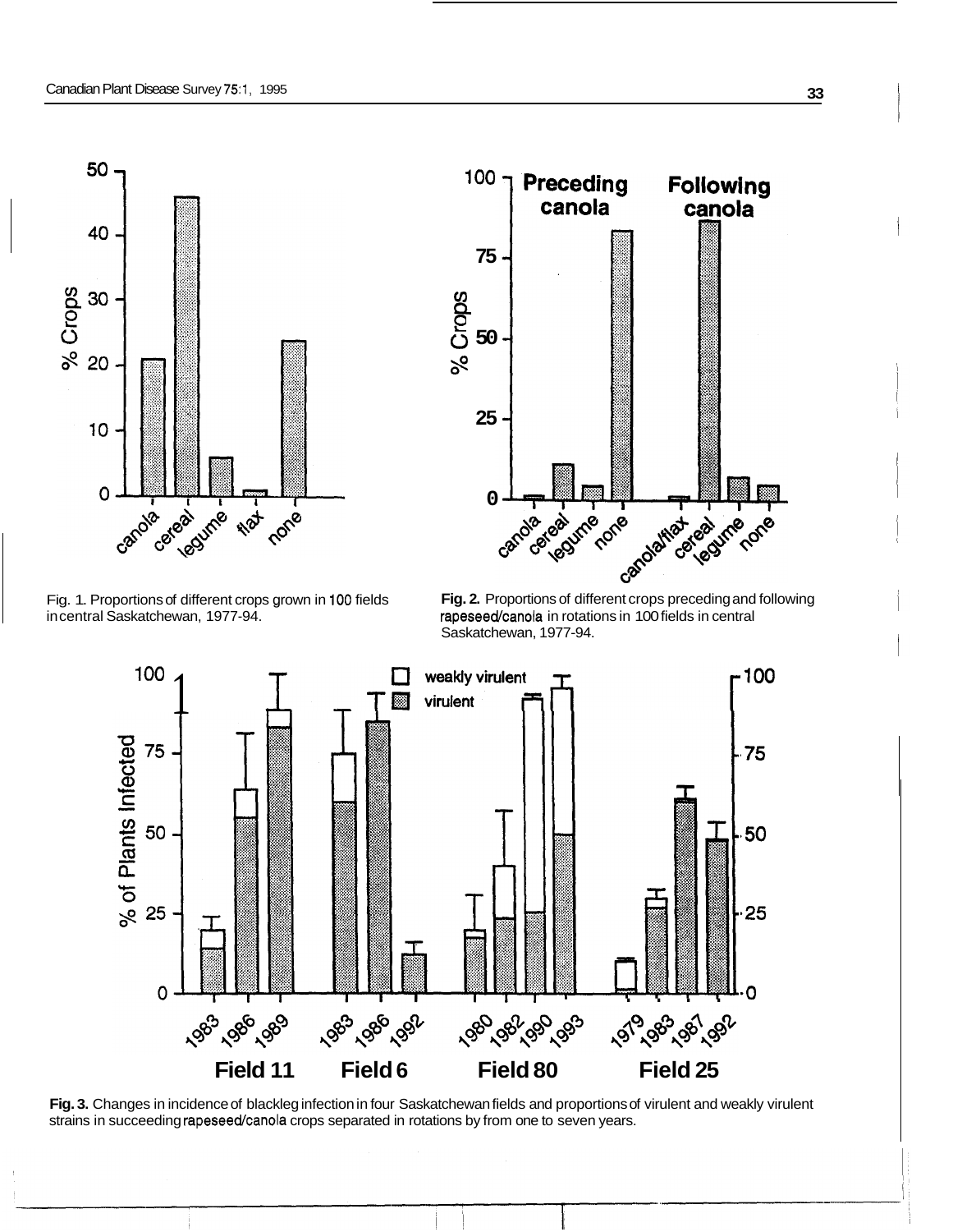50
40
30
20
10
0

% Crops

canola
cereal
legume
flax
none

Fig. 1. Proportions of different crops grown in 100 fields in central Saskatchewan, 1977-94.

100
75
50
25
0

% Crops

**Preceding canola**

**Following canola**

canola
cereal
legume
none
canola/flax
cereal
legume
none

**Fig. 2.** Proportions of different crops preceding and following rapeseed/canola in rotations in 100 fields in central Saskatchewan, 1977-94.

100
75
50
25
0

% of Plants Infected

weakly virulent
virulent

1983
1986
1989
1983
1986
1992
1980
1982
1990
1993
1979
1983
1987
1992

**Field 11**
**Field 6**
**Field 80**
**Field 25**

**Fig. 3.** Changes in incidence of blackleg infection in four Saskatchewan fields and proportions of virulent and weakly virulent strains in succeeding rapeseed/canola crops separated in rotations by from one to seven years.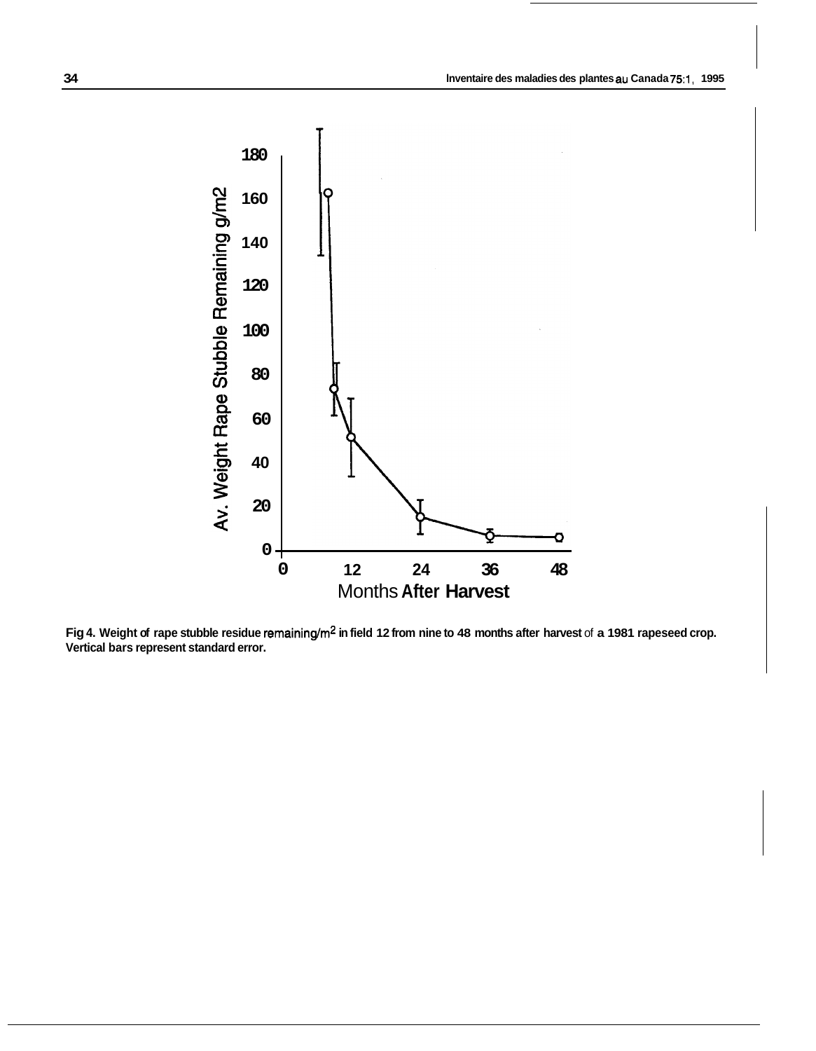180

160

140

120

100

80

60

40

20

0

Av. Weight Rape Stubble Remaining g/m2

0

12

24

36

48

Months After Harvest

**Fig 4. Weight of rape stubble residue remaining/m$^2$ in field 12 from nine to 48 months after harvest of a 1981 rapeseed crop. Vertical bars represent standard error.**